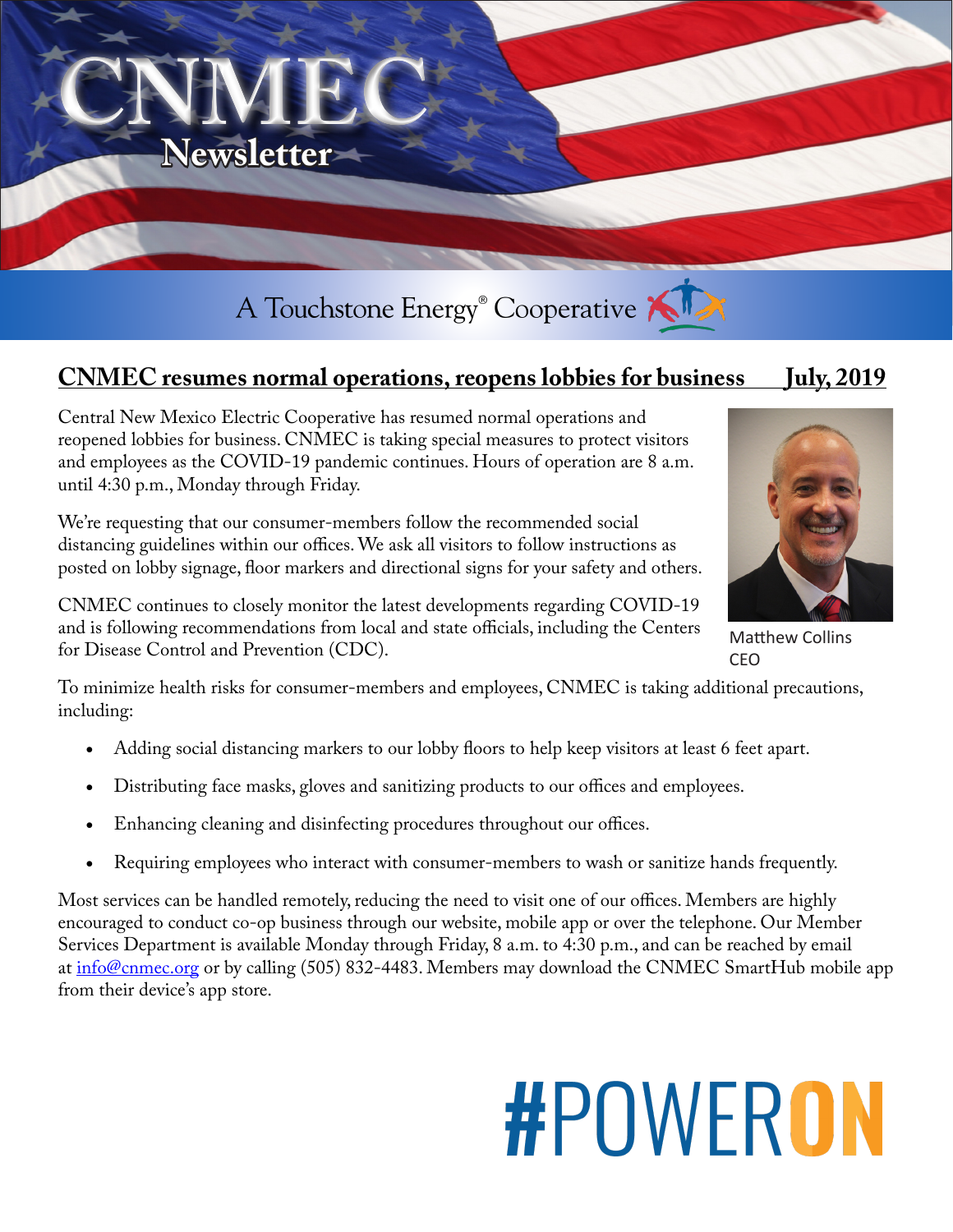# CNMEC
## Newsletter

A Touchstone Energy® Cooperative

## CNMEC resumes normal operations, reopens lobbies for business July, 2019

Central New Mexico Electric Cooperative has resumed normal operations and reopened lobbies for business. CNMEC is taking special measures to protect visitors and employees as the COVID-19 pandemic continues. Hours of operation are 8 a.m. until 4:30 p.m., Monday through Friday.

We're requesting that our consumer-members follow the recommended social distancing guidelines within our offices. We ask all visitors to follow instructions as posted on lobby signage, floor markers and directional signs for your safety and others.

CNMEC continues to closely monitor the latest developments regarding COVID-19 and is following recommendations from local and state officials, including the Centers for Disease Control and Prevention (CDC).

Matthew Collins
CEO

To minimize health risks for consumer-members and employees, CNMEC is taking additional precautions, including:

- Adding social distancing markers to our lobby floors to help keep visitors at least 6 feet apart.
- Distributing face masks, gloves and sanitizing products to our offices and employees.
- Enhancing cleaning and disinfecting procedures throughout our offices.
- Requiring employees who interact with consumer-members to wash or sanitize hands frequently.

Most services can be handled remotely, reducing the need to visit one of our offices. Members are highly encouraged to conduct co-op business through our website, mobile app or over the telephone. Our Member Services Department is available Monday through Friday, 8 a.m. to 4:30 p.m., and can be reached by email at info@cnmec.org or by calling (505) 832-4483. Members may download the CNMEC SmartHub mobile app from their device's app store.

#POWERON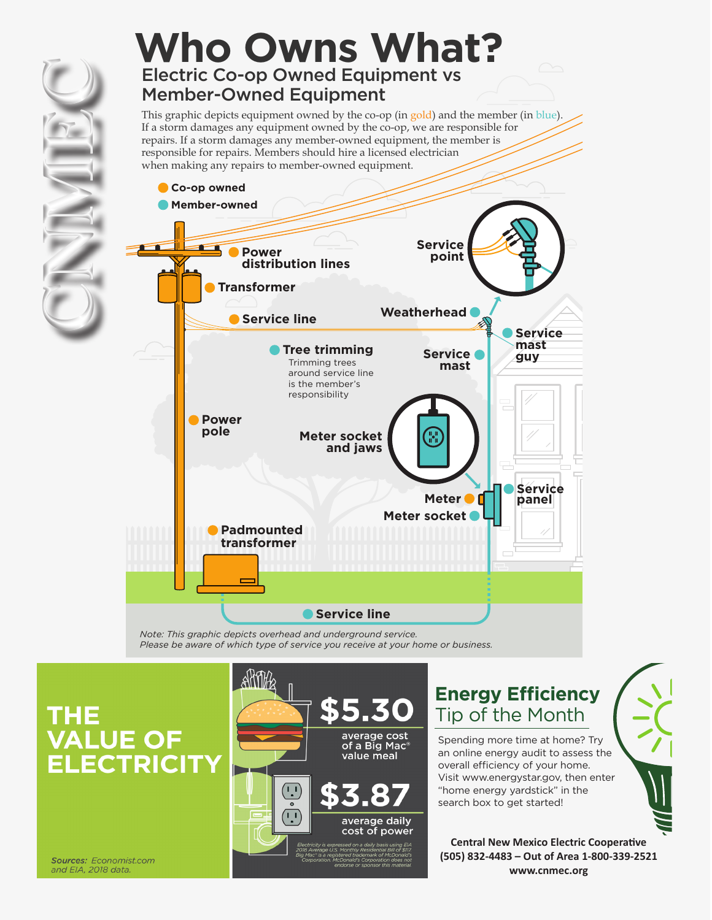CNMEC

# Who Owns What?

## Electric Co-op Owned Equipment vs Member-Owned Equipment

This graphic depicts equipment owned by the co-op (in gold) and the member (in blue). If a storm damages any equipment owned by the co-op, we are responsible for repairs. If a storm damages any member-owned equipment, the member is responsible for repairs. Members should hire a licensed electrician when making any repairs to member-owned equipment.

- Co-op owned
- Member-owned

Power distribution lines
Transformer
Service line
Service point
Weatherhead
Service mast guy
Service mast
Tree trimming
Trimming trees around service line is the member's responsibility
Power pole
Meter socket and jaws
Meter
Meter socket
Service panel
Padmounted transformer
Service line

*Note: This graphic depicts overhead and underground service.*
*Please be aware of which type of service you receive at your home or business.*

## THE VALUE OF ELECTRICITY

**$5.30**
average cost of a Big Mac® value meal

**$3.87**
average daily cost of power

*Electricity is expressed on a daily basis using EIA 2018 Average U.S. Monthly Residential Bill of $117. Big Mac® is a registered trademark of McDonald's Corporation. McDonald's Corporation does not endorse or sponsor this material.*

*Sources: Economist.com and EIA, 2018 data.*

## Energy Efficiency Tip of the Month

Spending more time at home? Try an online energy audit to assess the overall efficiency of your home. Visit www.energystar.gov, then enter "home energy yardstick" in the search box to get started!

**Central New Mexico Electric Cooperative**
**(505) 832-4483 – Out of Area 1-800-339-2521**
**www.cnmec.org**